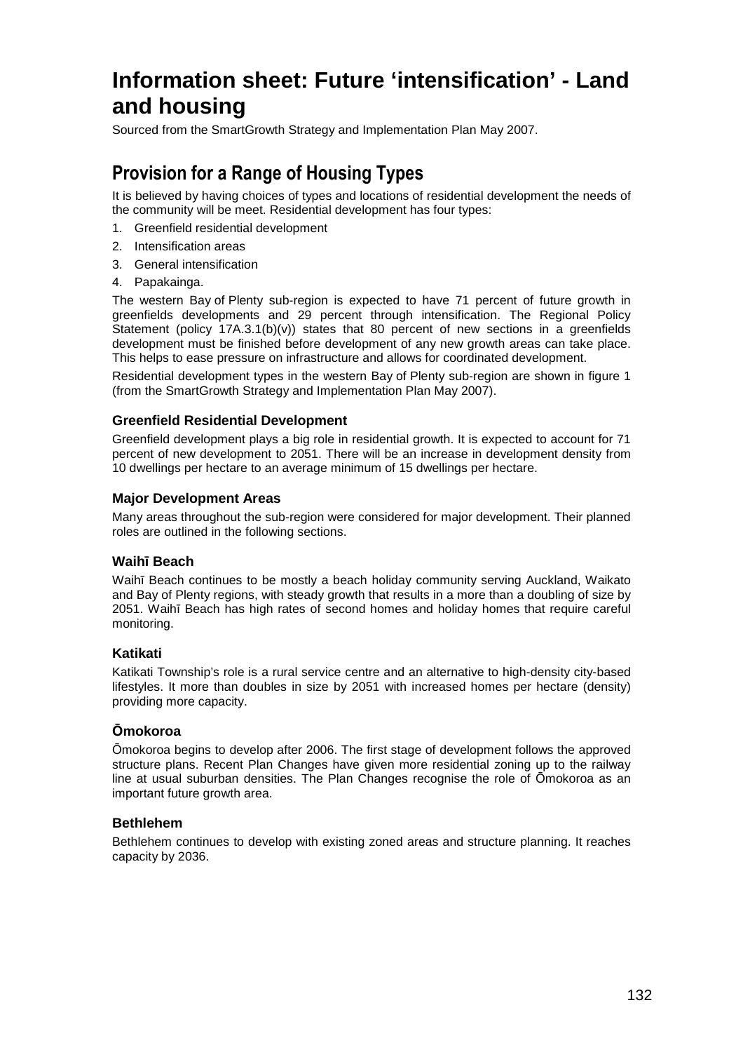# Information sheet: Future 'intensification' - Land and housing

Sourced from the SmartGrowth Strategy and Implementation Plan May 2007.

## Provision for a Range of Housing Types

It is believed by having choices of types and locations of residential development the needs of the community will be meet. Residential development has four types:

1. Greenfield residential development
2. Intensification areas
3. General intensification
4. Papakainga.

The western Bay of Plenty sub-region is expected to have 71 percent of future growth in greenfields developments and 29 percent through intensification. The Regional Policy Statement (policy 17A.3.1(b)(v)) states that 80 percent of new sections in a greenfields development must be finished before development of any new growth areas can take place. This helps to ease pressure on infrastructure and allows for coordinated development.

Residential development types in the western Bay of Plenty sub-region are shown in figure 1 (from the SmartGrowth Strategy and Implementation Plan May 2007).

### Greenfield Residential Development

Greenfield development plays a big role in residential growth. It is expected to account for 71 percent of new development to 2051. There will be an increase in development density from 10 dwellings per hectare to an average minimum of 15 dwellings per hectare.

### Major Development Areas

Many areas throughout the sub-region were considered for major development. Their planned roles are outlined in the following sections.

### Waihī Beach

Waihī Beach continues to be mostly a beach holiday community serving Auckland, Waikato and Bay of Plenty regions, with steady growth that results in a more than a doubling of size by 2051. Waihī Beach has high rates of second homes and holiday homes that require careful monitoring.

### Katikati

Katikati Township's role is a rural service centre and an alternative to high-density city-based lifestyles. It more than doubles in size by 2051 with increased homes per hectare (density) providing more capacity.

### Ōmokoroa

Ōmokoroa begins to develop after 2006. The first stage of development follows the approved structure plans. Recent Plan Changes have given more residential zoning up to the railway line at usual suburban densities. The Plan Changes recognise the role of Ōmokoroa as an important future growth area.

### Bethlehem

Bethlehem continues to develop with existing zoned areas and structure planning. It reaches capacity by 2036.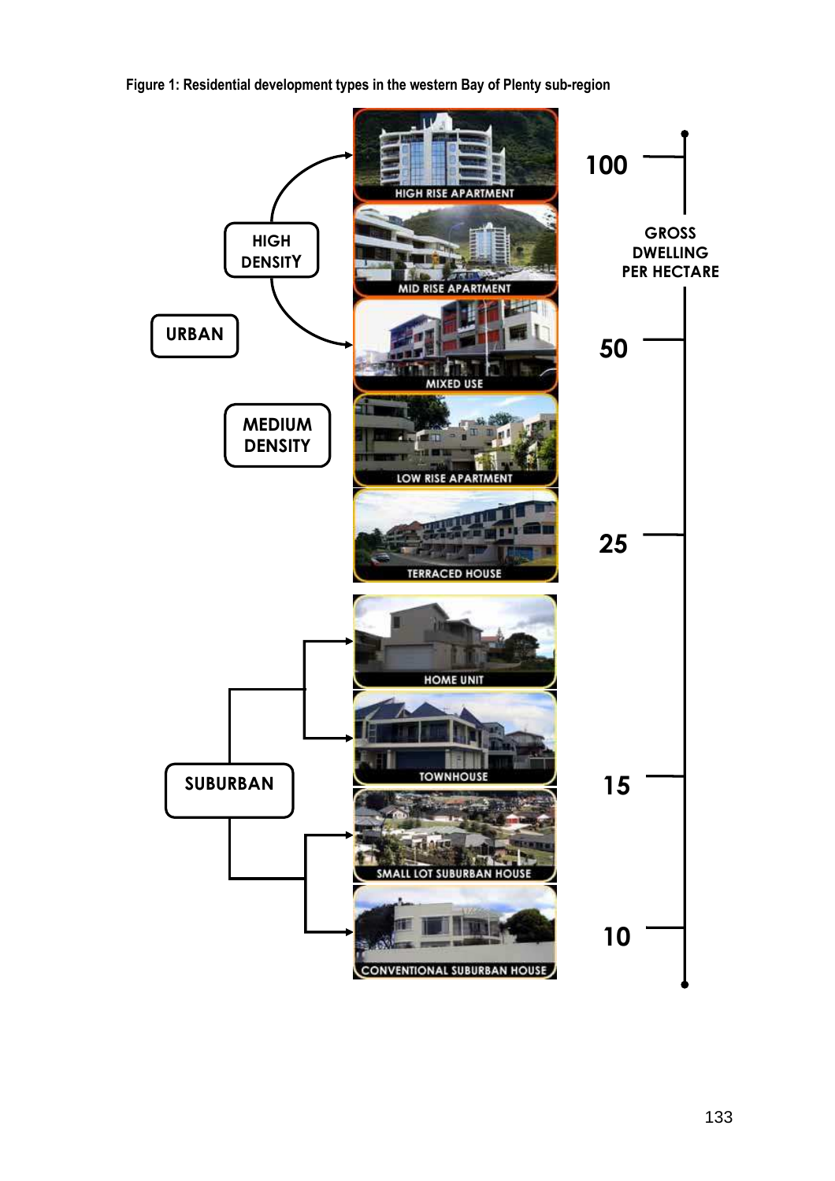**Figure 1: Residential development types in the western Bay of Plenty sub-region**

URBAN

HIGH DENSITY

MEDIUM DENSITY

SUBURBAN

HIGH RISE APARTMENT

MID RISE APARTMENT

MIXED USE

LOW RISE APARTMENT

TERRACED HOUSE

HOME UNIT

TOWNHOUSE

SMALL LOT SUBURBAN HOUSE

CONVENTIONAL SUBURBAN HOUSE

GROSS DWELLING PER HECTARE

100

50

25

15

10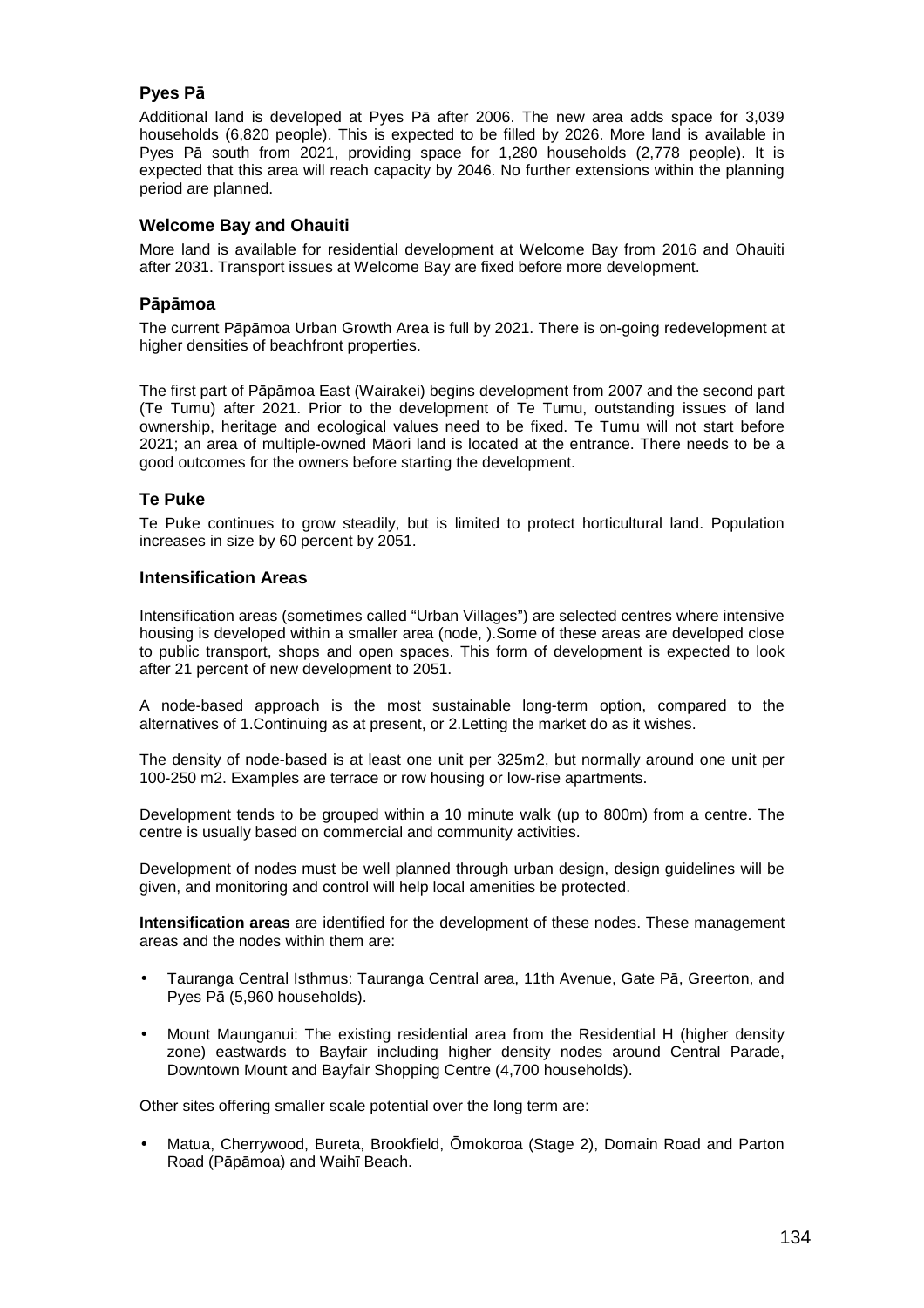### Pyes Pā

Additional land is developed at Pyes Pā after 2006. The new area adds space for 3,039 households (6,820 people). This is expected to be filled by 2026. More land is available in Pyes Pā south from 2021, providing space for 1,280 households (2,778 people). It is expected that this area will reach capacity by 2046. No further extensions within the planning period are planned.

### Welcome Bay and Ohauiti

More land is available for residential development at Welcome Bay from 2016 and Ohauiti after 2031. Transport issues at Welcome Bay are fixed before more development.

### Pāpāmoa

The current Pāpāmoa Urban Growth Area is full by 2021. There is on-going redevelopment at higher densities of beachfront properties.

The first part of Pāpāmoa East (Wairakei) begins development from 2007 and the second part (Te Tumu) after 2021. Prior to the development of Te Tumu, outstanding issues of land ownership, heritage and ecological values need to be fixed. Te Tumu will not start before 2021; an area of multiple-owned Māori land is located at the entrance. There needs to be a good outcomes for the owners before starting the development.

### Te Puke

Te Puke continues to grow steadily, but is limited to protect horticultural land. Population increases in size by 60 percent by 2051.

### Intensification Areas

Intensification areas (sometimes called "Urban Villages") are selected centres where intensive housing is developed within a smaller area (node, ).Some of these areas are developed close to public transport, shops and open spaces. This form of development is expected to look after 21 percent of new development to 2051.

A node-based approach is the most sustainable long-term option, compared to the alternatives of 1.Continuing as at present, or 2.Letting the market do as it wishes.

The density of node-based is at least one unit per 325m2, but normally around one unit per 100-250 m2. Examples are terrace or row housing or low-rise apartments.

Development tends to be grouped within a 10 minute walk (up to 800m) from a centre. The centre is usually based on commercial and community activities.

Development of nodes must be well planned through urban design, design guidelines will be given, and monitoring and control will help local amenities be protected.

**Intensification areas** are identified for the development of these nodes. These management areas and the nodes within them are:

- Tauranga Central Isthmus: Tauranga Central area, 11th Avenue, Gate Pā, Greerton, and Pyes Pā (5,960 households).
- Mount Maunganui: The existing residential area from the Residential H (higher density zone) eastwards to Bayfair including higher density nodes around Central Parade, Downtown Mount and Bayfair Shopping Centre (4,700 households).

Other sites offering smaller scale potential over the long term are:

- Matua, Cherrywood, Bureta, Brookfield, Ōmokoroa (Stage 2), Domain Road and Parton Road (Pāpāmoa) and Waihī Beach.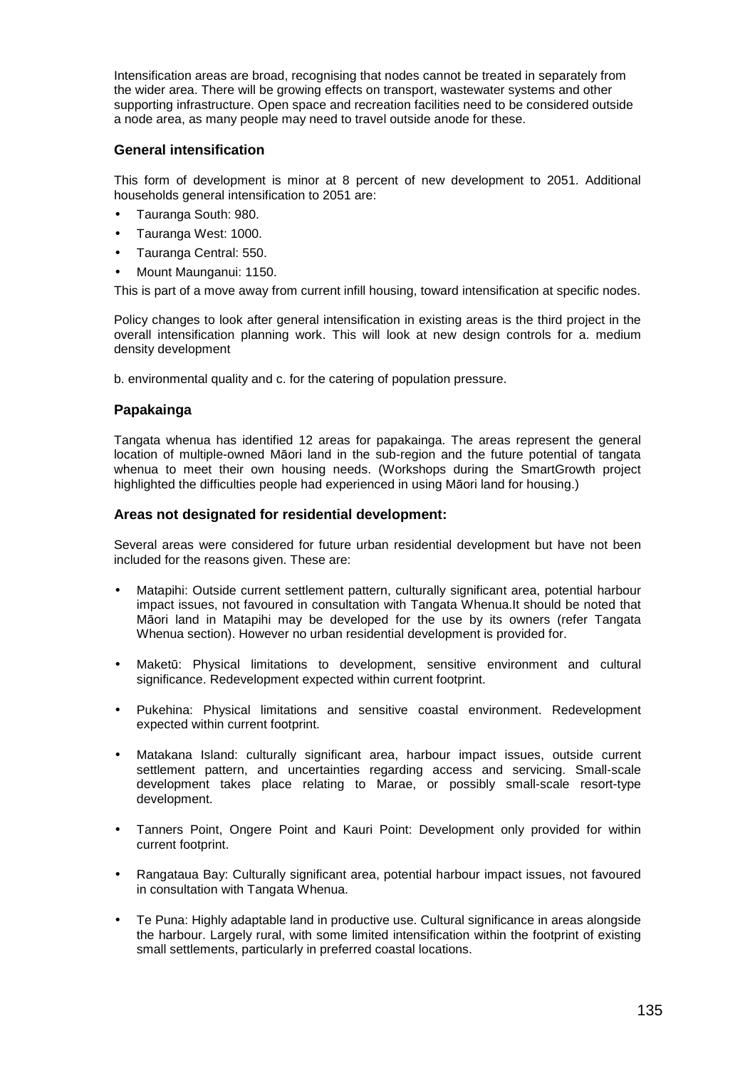Intensification areas are broad, recognising that nodes cannot be treated in separately from the wider area. There will be growing effects on transport, wastewater systems and other supporting infrastructure. Open space and recreation facilities need to be considered outside a node area, as many people may need to travel outside anode for these.

### General intensification

This form of development is minor at 8 percent of new development to 2051. Additional households general intensification to 2051 are:

- Tauranga South: 980.
- Tauranga West: 1000.
- Tauranga Central: 550.
- Mount Maunganui: 1150.

This is part of a move away from current infill housing, toward intensification at specific nodes.

Policy changes to look after general intensification in existing areas is the third project in the overall intensification planning work. This will look at new design controls for a. medium density development

b. environmental quality and c. for the catering of population pressure.

### Papakainga

Tangata whenua has identified 12 areas for papakainga. The areas represent the general location of multiple-owned Māori land in the sub-region and the future potential of tangata whenua to meet their own housing needs. (Workshops during the SmartGrowth project highlighted the difficulties people had experienced in using Māori land for housing.)

### Areas not designated for residential development:

Several areas were considered for future urban residential development but have not been included for the reasons given. These are:

- Matapihi: Outside current settlement pattern, culturally significant area, potential harbour impact issues, not favoured in consultation with Tangata Whenua.It should be noted that Māori land in Matapihi may be developed for the use by its owners (refer Tangata Whenua section). However no urban residential development is provided for.

- Maketū: Physical limitations to development, sensitive environment and cultural significance. Redevelopment expected within current footprint.

- Pukehina: Physical limitations and sensitive coastal environment. Redevelopment expected within current footprint.

- Matakana Island: culturally significant area, harbour impact issues, outside current settlement pattern, and uncertainties regarding access and servicing. Small-scale development takes place relating to Marae, or possibly small-scale resort-type development.

- Tanners Point, Ongere Point and Kauri Point: Development only provided for within current footprint.

- Rangataua Bay: Culturally significant area, potential harbour impact issues, not favoured in consultation with Tangata Whenua.

- Te Puna: Highly adaptable land in productive use. Cultural significance in areas alongside the harbour. Largely rural, with some limited intensification within the footprint of existing small settlements, particularly in preferred coastal locations.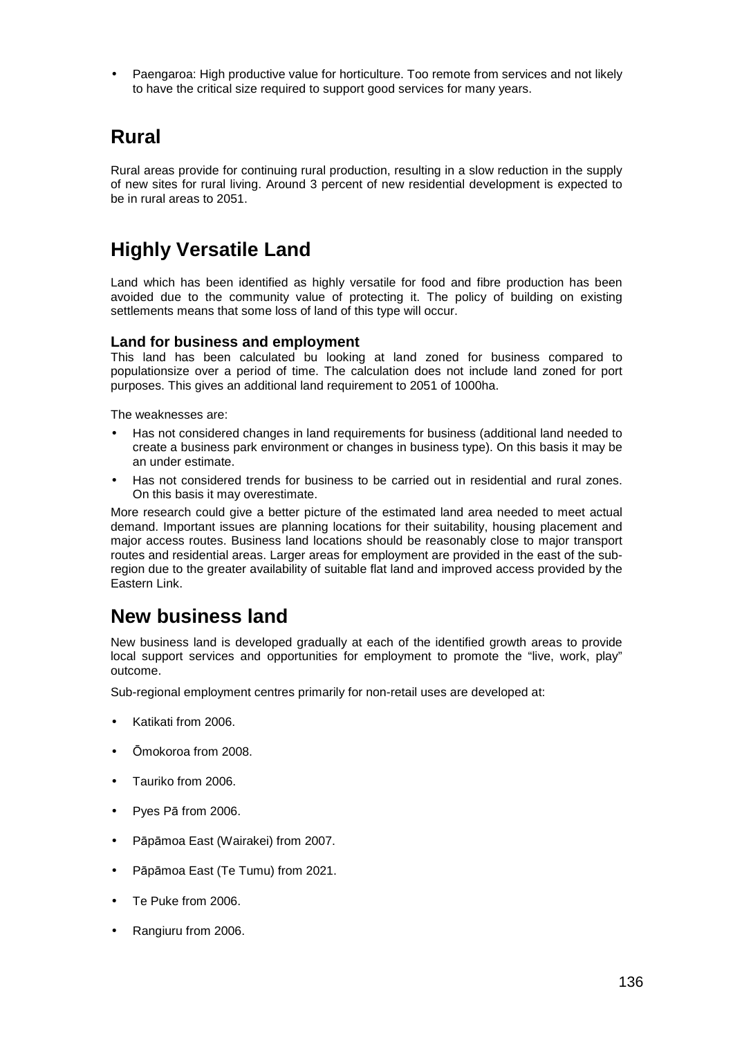- Paengaroa: High productive value for horticulture. Too remote from services and not likely to have the critical size required to support good services for many years.

## Rural

Rural areas provide for continuing rural production, resulting in a slow reduction in the supply of new sites for rural living. Around 3 percent of new residential development is expected to be in rural areas to 2051.

## Highly Versatile Land

Land which has been identified as highly versatile for food and fibre production has been avoided due to the community value of protecting it. The policy of building on existing settlements means that some loss of land of this type will occur.

### Land for business and employment

This land has been calculated bu looking at land zoned for business compared to populationsize over a period of time. The calculation does not include land zoned for port purposes. This gives an additional land requirement to 2051 of 1000ha.

The weaknesses are:

- Has not considered changes in land requirements for business (additional land needed to create a business park environment or changes in business type). On this basis it may be an under estimate.
- Has not considered trends for business to be carried out in residential and rural zones. On this basis it may overestimate.

More research could give a better picture of the estimated land area needed to meet actual demand. Important issues are planning locations for their suitability, housing placement and major access routes. Business land locations should be reasonably close to major transport routes and residential areas. Larger areas for employment are provided in the east of the sub-region due to the greater availability of suitable flat land and improved access provided by the Eastern Link.

## New business land

New business land is developed gradually at each of the identified growth areas to provide local support services and opportunities for employment to promote the "live, work, play" outcome.

Sub-regional employment centres primarily for non-retail uses are developed at:

- Katikati from 2006.
- Ōmokoroa from 2008.
- Tauriko from 2006.
- Pyes Pā from 2006.
- Pāpāmoa East (Wairakei) from 2007.
- Pāpāmoa East (Te Tumu) from 2021.
- Te Puke from 2006.
- Rangiuru from 2006.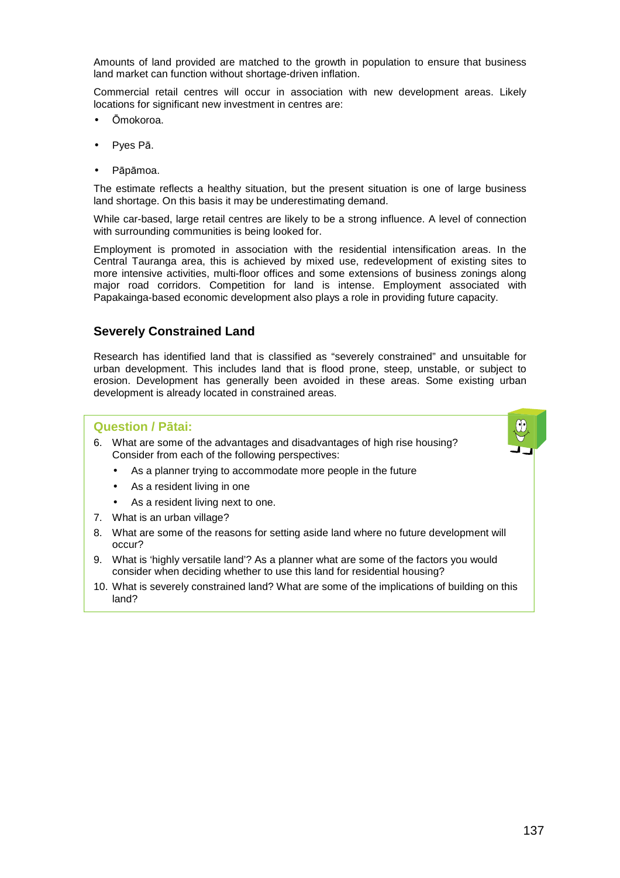Amounts of land provided are matched to the growth in population to ensure that business land market can function without shortage-driven inflation.

Commercial retail centres will occur in association with new development areas. Likely locations for significant new investment in centres are:

- Ōmokoroa.
- Pyes Pā.
- Pāpāmoa.

The estimate reflects a healthy situation, but the present situation is one of large business land shortage. On this basis it may be underestimating demand.

While car-based, large retail centres are likely to be a strong influence. A level of connection with surrounding communities is being looked for.

Employment is promoted in association with the residential intensification areas. In the Central Tauranga area, this is achieved by mixed use, redevelopment of existing sites to more intensive activities, multi-floor offices and some extensions of business zonings along major road corridors. Competition for land is intense. Employment associated with Papakainga-based economic development also plays a role in providing future capacity.

## Severely Constrained Land

Research has identified land that is classified as "severely constrained" and unsuitable for urban development. This includes land that is flood prone, steep, unstable, or subject to erosion. Development has generally been avoided in these areas. Some existing urban development is already located in constrained areas.

### Question / Pātai:

6. What are some of the advantages and disadvantages of high rise housing? Consider from each of the following perspectives:
   - As a planner trying to accommodate more people in the future
   - As a resident living in one
   - As a resident living next to one.
7. What is an urban village?
8. What are some of the reasons for setting aside land where no future development will occur?
9. What is 'highly versatile land'? As a planner what are some of the factors you would consider when deciding whether to use this land for residential housing?
10. What is severely constrained land? What are some of the implications of building on this land?